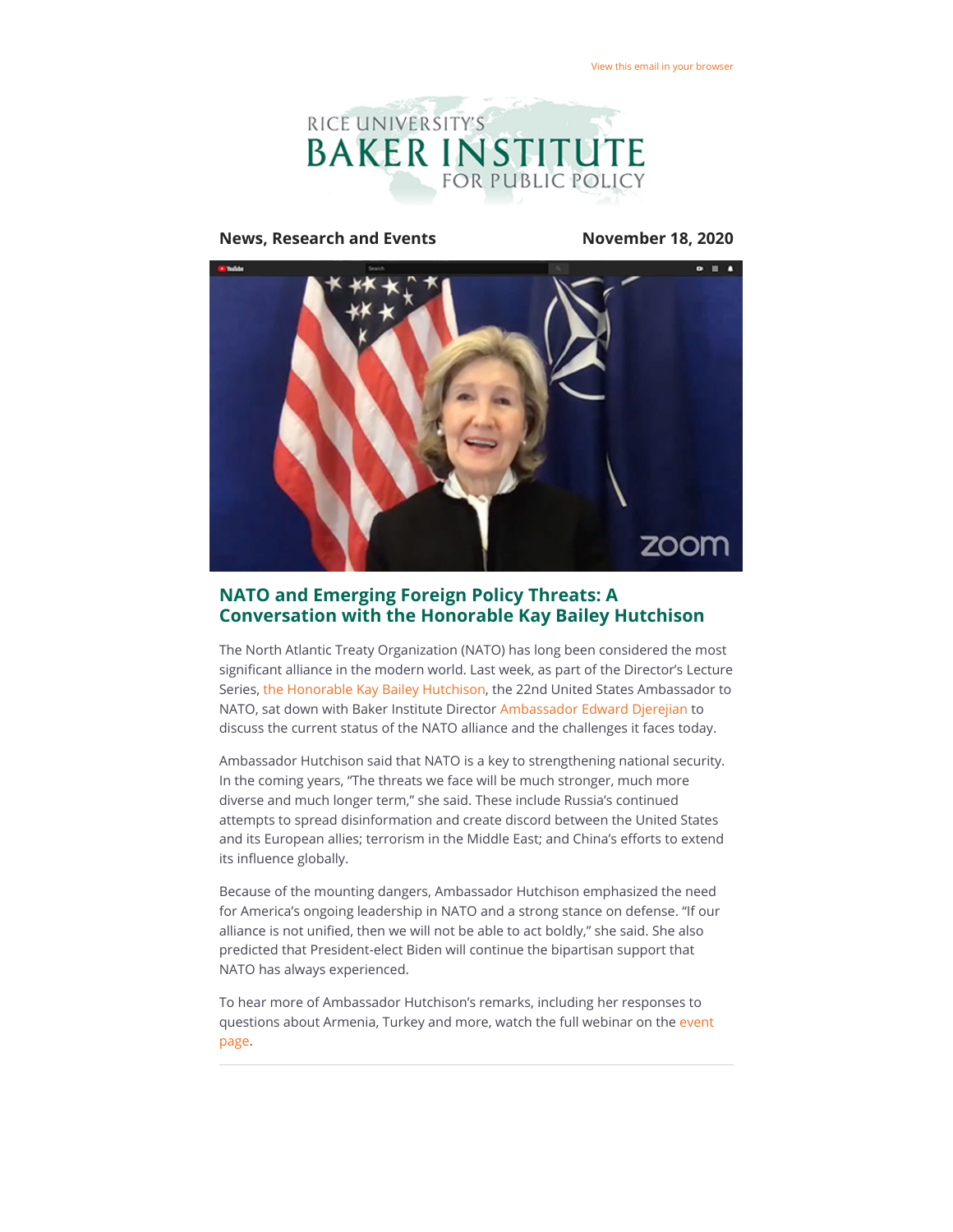View this email in your browser

RICE UNIVERSITY'S BAKER INSTITUTE FOR PUBLIC POLICY

**News, Research and Events** **November 18, 2020**

## NATO and Emerging Foreign Policy Threats: A Conversation with the Honorable Kay Bailey Hutchison

The North Atlantic Treaty Organization (NATO) has long been considered the most significant alliance in the modern world. Last week, as part of the Director's Lecture Series, the Honorable Kay Bailey Hutchison, the 22nd United States Ambassador to NATO, sat down with Baker Institute Director Ambassador Edward Djerejian to discuss the current status of the NATO alliance and the challenges it faces today.

Ambassador Hutchison said that NATO is a key to strengthening national security. In the coming years, "The threats we face will be much stronger, much more diverse and much longer term," she said. These include Russia's continued attempts to spread disinformation and create discord between the United States and its European allies; terrorism in the Middle East; and China's efforts to extend its influence globally.

Because of the mounting dangers, Ambassador Hutchison emphasized the need for America's ongoing leadership in NATO and a strong stance on defense. "If our alliance is not unified, then we will not be able to act boldly," she said. She also predicted that President-elect Biden will continue the bipartisan support that NATO has always experienced.

To hear more of Ambassador Hutchison's remarks, including her responses to questions about Armenia, Turkey and more, watch the full webinar on the event page.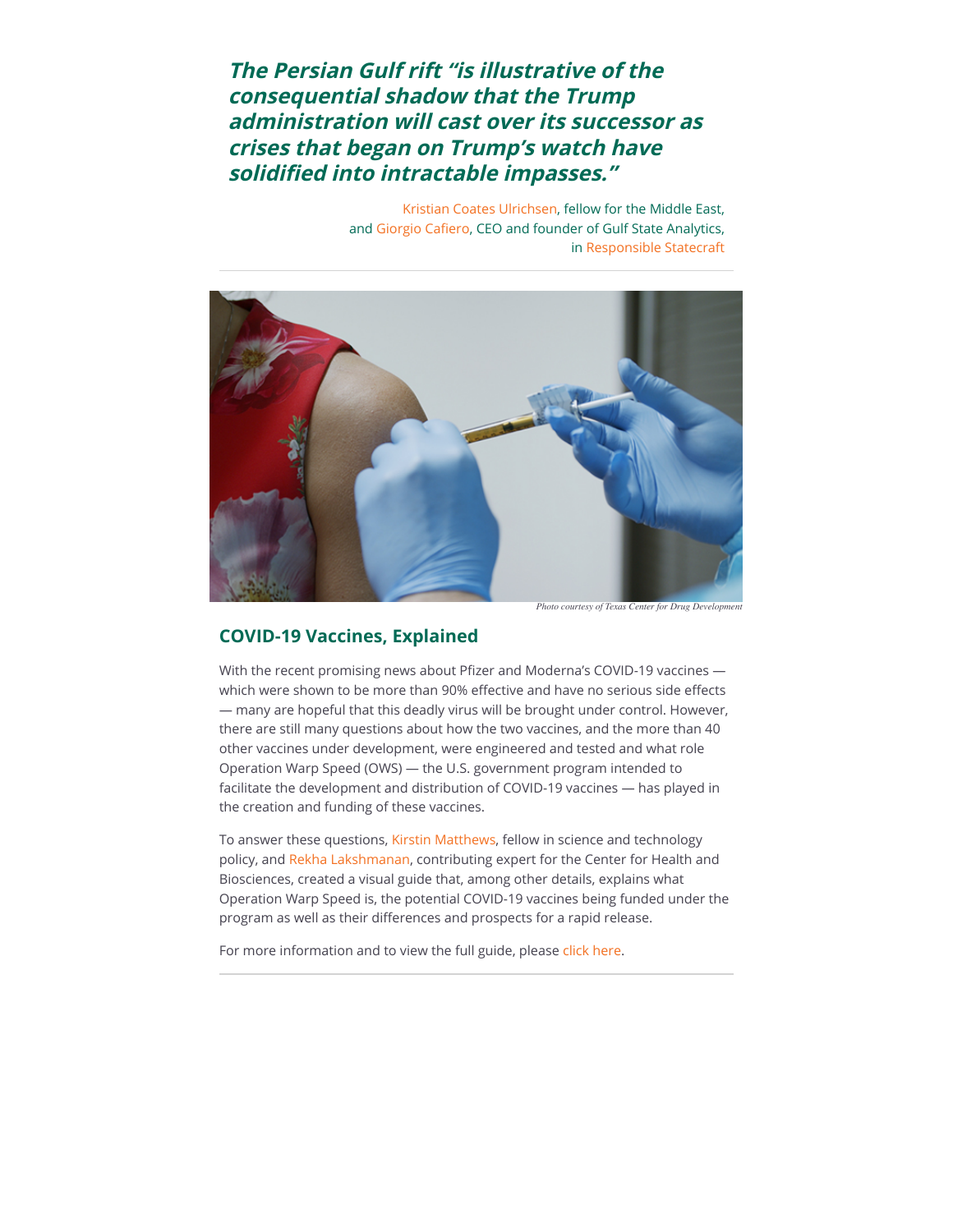***The Persian Gulf rift "is illustrative of the consequential shadow that the Trump administration will cast over its successor as crises that began on Trump's watch have solidified into intractable impasses."***

Kristian Coates Ulrichsen, fellow for the Middle East, and Giorgio Cafiero, CEO and founder of Gulf State Analytics, in Responsible Statecraft

*Photo courtesy of Texas Center for Drug Development*

## COVID-19 Vaccines, Explained

With the recent promising news about Pfizer and Moderna's COVID-19 vaccines — which were shown to be more than 90% effective and have no serious side effects — many are hopeful that this deadly virus will be brought under control. However, there are still many questions about how the two vaccines, and the more than 40 other vaccines under development, were engineered and tested and what role Operation Warp Speed (OWS) — the U.S. government program intended to facilitate the development and distribution of COVID-19 vaccines — has played in the creation and funding of these vaccines.

To answer these questions, Kirstin Matthews, fellow in science and technology policy, and Rekha Lakshmanan, contributing expert for the Center for Health and Biosciences, created a visual guide that, among other details, explains what Operation Warp Speed is, the potential COVID-19 vaccines being funded under the program as well as their differences and prospects for a rapid release.

For more information and to view the full guide, please click here.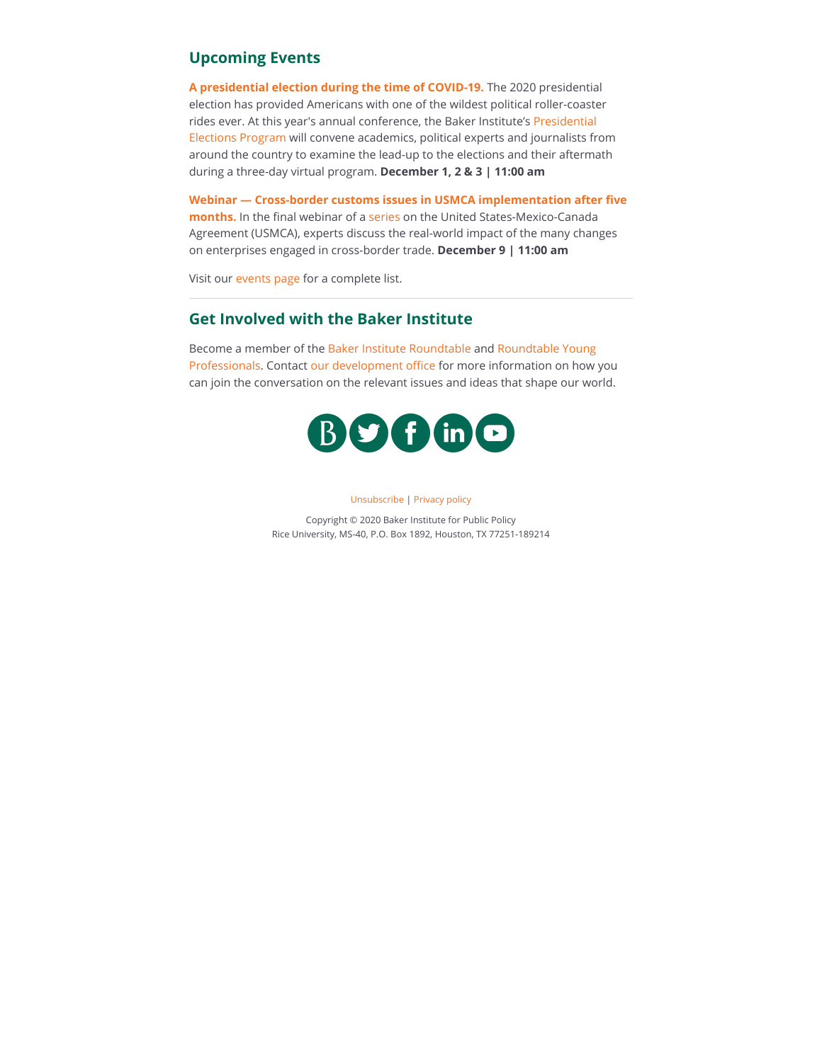## Upcoming Events

**A presidential election during the time of COVID-19.** The 2020 presidential election has provided Americans with one of the wildest political roller-coaster rides ever. At this year's annual conference, the Baker Institute's Presidential Elections Program will convene academics, political experts and journalists from around the country to examine the lead-up to the elections and their aftermath during a three-day virtual program. **December 1, 2 & 3 | 11:00 am**

**Webinar — Cross-border customs issues in USMCA implementation after five months.** In the final webinar of a series on the United States-Mexico-Canada Agreement (USMCA), experts discuss the real-world impact of the many changes on enterprises engaged in cross-border trade. **December 9 | 11:00 am**

Visit our events page for a complete list.

---

## Get Involved with the Baker Institute

Become a member of the Baker Institute Roundtable and Roundtable Young Professionals. Contact our development office for more information on how you can join the conversation on the relevant issues and ideas that shape our world.

Unsubscribe | Privacy policy

Copyright © 2020 Baker Institute for Public Policy
Rice University, MS-40, P.O. Box 1892, Houston, TX 77251-189214